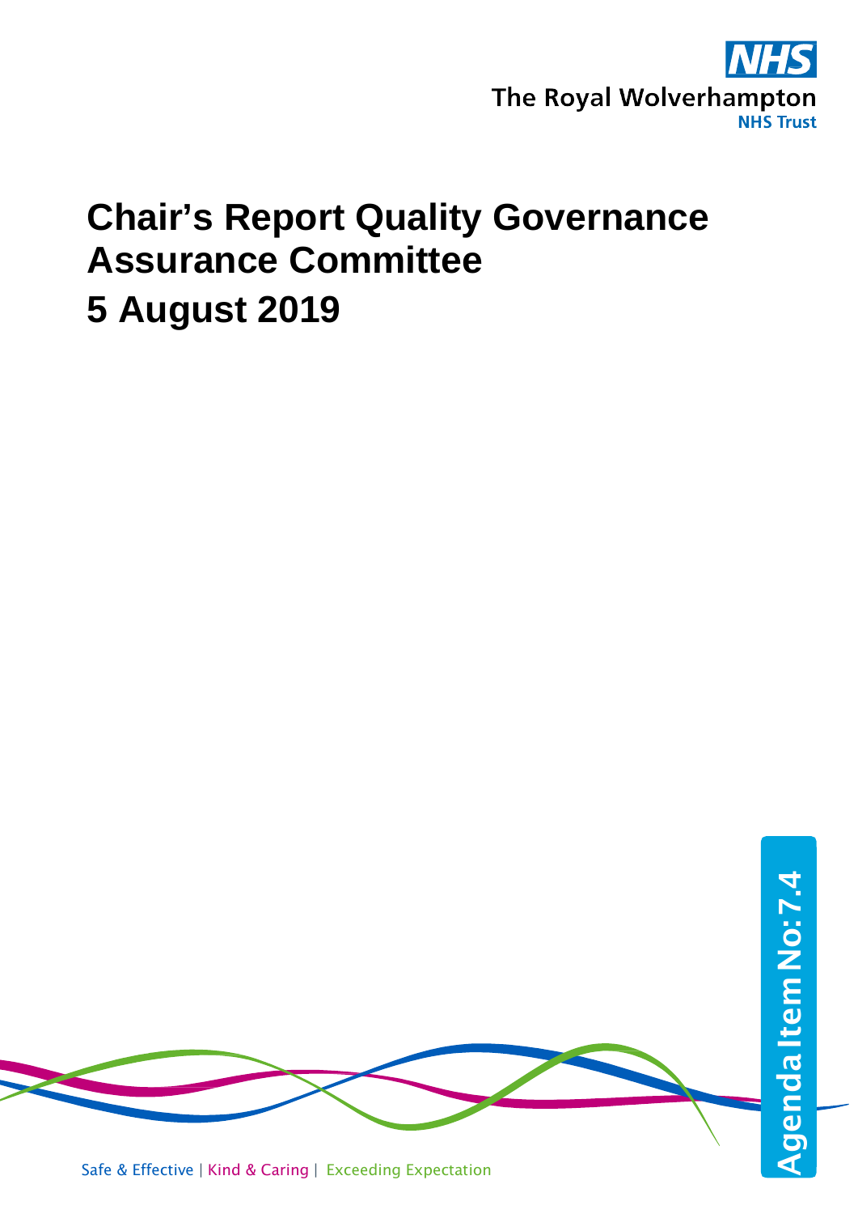The Royal Wolverhampton NHS Trust

# Chair's Report Quality Governance Assurance Committee

# 5 August 2019

Agenda Item No: 7.4

Safe & Effective | Kind & Caring | Exceeding Expectation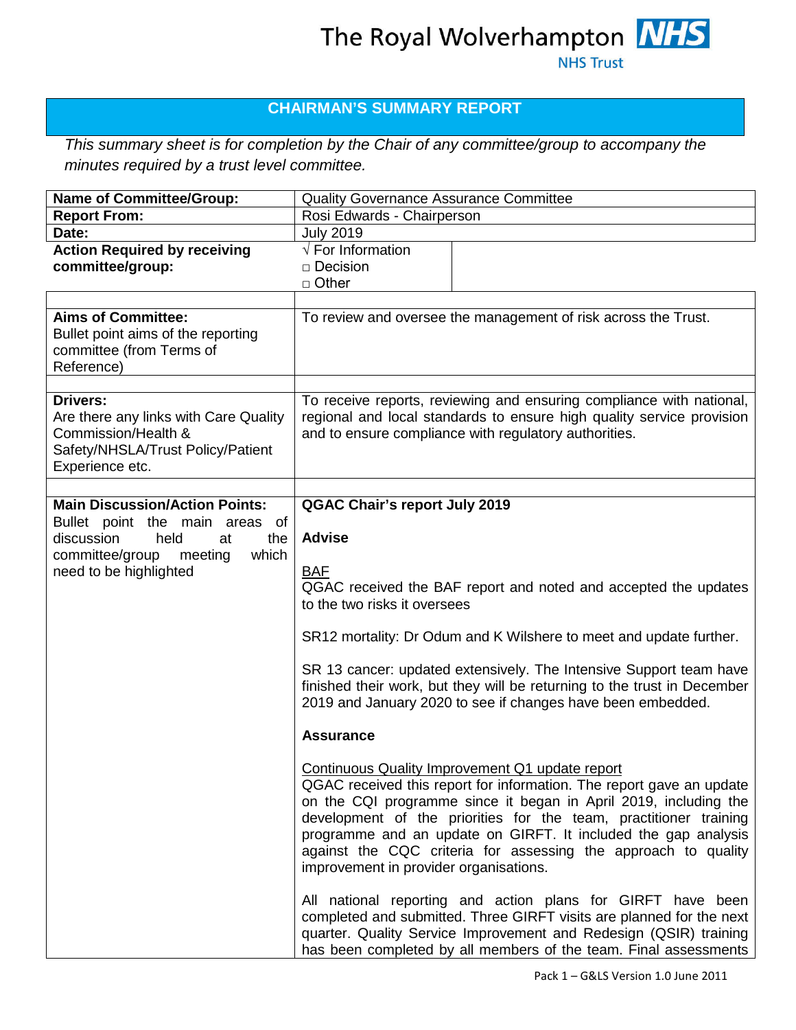The Royal Wolverhampton NHS Trust

## CHAIRMAN'S SUMMARY REPORT

*This summary sheet is for completion by the Chair of any committee/group to accompany the minutes required by a trust level committee.*

| | |
|---|---|
| **Name of Committee/Group:** | Quality Governance Assurance Committee |
| **Report From:** | Rosi Edwards - Chairperson |
| **Date:** | July 2019 |
| **Action Required by receiving committee/group:** | √ For Information<br>□ Decision<br>□ Other |
| | |
| **Aims of Committee:**<br>Bullet point aims of the reporting committee (from Terms of Reference) | To review and oversee the management of risk across the Trust. |
| | |
| **Drivers:**<br>Are there any links with Care Quality Commission/Health & Safety/NHSLA/Trust Policy/Patient Experience etc. | To receive reports, reviewing and ensuring compliance with national, regional and local standards to ensure high quality service provision and to ensure compliance with regulatory authorities. |
| | |
| **Main Discussion/Action Points:**<br>Bullet point the main areas of discussion held at the committee/group meeting which need to be highlighted | **QGAC Chair's report July 2019**<br><br>**Advise**<br><br>BAF<br>QGAC received the BAF report and noted and accepted the updates to the two risks it oversees<br><br>SR12 mortality: Dr Odum and K Wilshere to meet and update further.<br><br>SR 13 cancer: updated extensively. The Intensive Support team have finished their work, but they will be returning to the trust in December 2019 and January 2020 to see if changes have been embedded.<br><br>**Assurance**<br><br>Continuous Quality Improvement Q1 update report<br>QGAC received this report for information. The report gave an update on the CQI programme since it began in April 2019, including the development of the priorities for the team, practitioner training programme and an update on GIRFT. It included the gap analysis against the CQC criteria for assessing the approach to quality improvement in provider organisations.<br><br>All national reporting and action plans for GIRFT have been completed and submitted. Three GIRFT visits are planned for the next quarter. Quality Service Improvement and Redesign (QSIR) training has been completed by all members of the team. Final assessments |

Pack 1 – G&LS Version 1.0 June 2011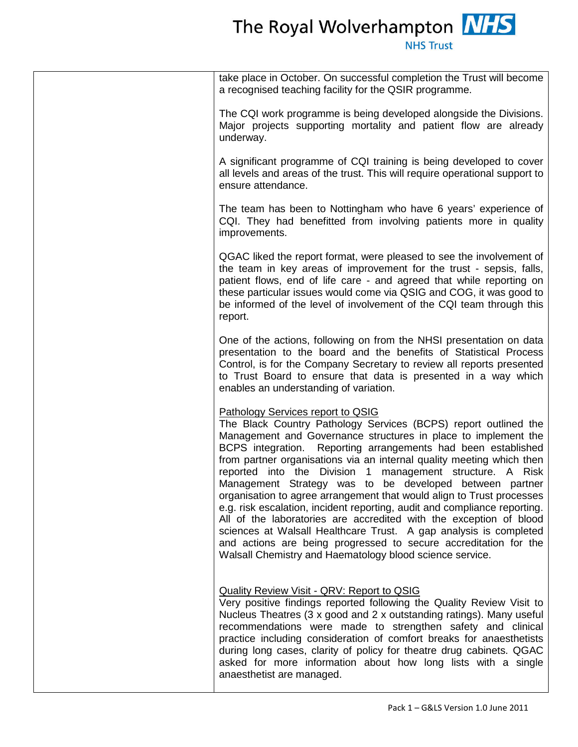| | |
|---|---|
| | take place in October. On successful completion the Trust will become a recognised teaching facility for the QSIR programme.<br><br>The CQI work programme is being developed alongside the Divisions. Major projects supporting mortality and patient flow are already underway.<br><br>A significant programme of CQI training is being developed to cover all levels and areas of the trust. This will require operational support to ensure attendance.<br><br>The team has been to Nottingham who have 6 years' experience of CQI. They had benefitted from involving patients more in quality improvements.<br><br>QGAC liked the report format, were pleased to see the involvement of the team in key areas of improvement for the trust - sepsis, falls, patient flows, end of life care - and agreed that while reporting on these particular issues would come via QSIG and COG, it was good to be informed of the level of involvement of the CQI team through this report.<br><br>One of the actions, following on from the NHSI presentation on data presentation to the board and the benefits of Statistical Process Control, is for the Company Secretary to review all reports presented to Trust Board to ensure that data is presented in a way which enables an understanding of variation.<br><br><u>Pathology Services report to QSIG</u><br>The Black Country Pathology Services (BCPS) report outlined the Management and Governance structures in place to implement the BCPS integration. Reporting arrangements had been established from partner organisations via an internal quality meeting which then reported into the Division 1 management structure. A Risk Management Strategy was to be developed between partner organisation to agree arrangement that would align to Trust processes e.g. risk escalation, incident reporting, audit and compliance reporting. All of the laboratories are accredited with the exception of blood sciences at Walsall Healthcare Trust. A gap analysis is completed and actions are being progressed to secure accreditation for the Walsall Chemistry and Haematology blood science service.<br><br><u>Quality Review Visit - QRV: Report to QSIG</u><br>Very positive findings reported following the Quality Review Visit to Nucleus Theatres (3 x good and 2 x outstanding ratings). Many useful recommendations were made to strengthen safety and clinical practice including consideration of comfort breaks for anaesthetists during long cases, clarity of policy for theatre drug cabinets. QGAC asked for more information about how long lists with a single anaesthetist are managed. |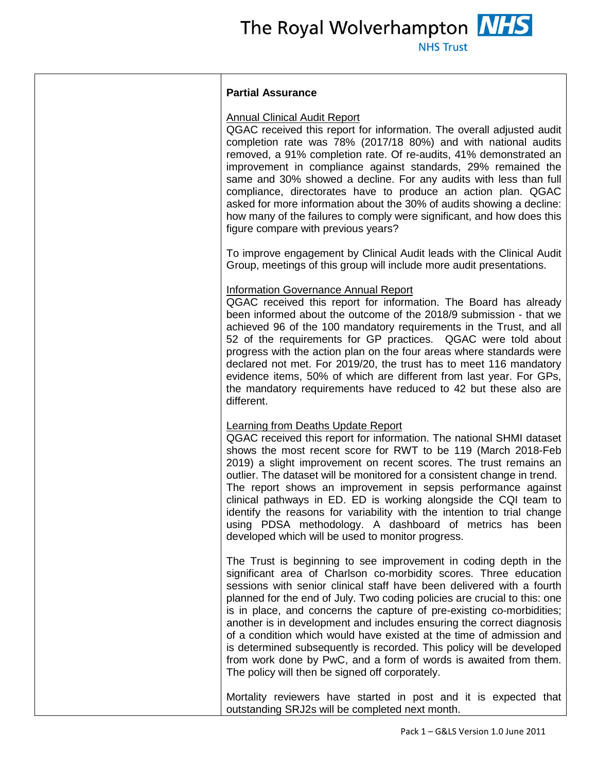**Partial Assurance**

Annual Clinical Audit Report

QGAC received this report for information. The overall adjusted audit completion rate was 78% (2017/18 80%) and with national audits removed, a 91% completion rate. Of re-audits, 41% demonstrated an improvement in compliance against standards, 29% remained the same and 30% showed a decline. For any audits with less than full compliance, directorates have to produce an action plan. QGAC asked for more information about the 30% of audits showing a decline: how many of the failures to comply were significant, and how does this figure compare with previous years?

To improve engagement by Clinical Audit leads with the Clinical Audit Group, meetings of this group will include more audit presentations.

Information Governance Annual Report

QGAC received this report for information. The Board has already been informed about the outcome of the 2018/9 submission - that we achieved 96 of the 100 mandatory requirements in the Trust, and all 52 of the requirements for GP practices. QGAC were told about progress with the action plan on the four areas where standards were declared not met. For 2019/20, the trust has to meet 116 mandatory evidence items, 50% of which are different from last year. For GPs, the mandatory requirements have reduced to 42 but these also are different.

Learning from Deaths Update Report

QGAC received this report for information. The national SHMI dataset shows the most recent score for RWT to be 119 (March 2018-Feb 2019) a slight improvement on recent scores. The trust remains an outlier. The dataset will be monitored for a consistent change in trend. The report shows an improvement in sepsis performance against clinical pathways in ED. ED is working alongside the CQI team to identify the reasons for variability with the intention to trial change using PDSA methodology. A dashboard of metrics has been developed which will be used to monitor progress.

The Trust is beginning to see improvement in coding depth in the significant area of Charlson co-morbidity scores. Three education sessions with senior clinical staff have been delivered with a fourth planned for the end of July. Two coding policies are crucial to this: one is in place, and concerns the capture of pre-existing co-morbidities; another is in development and includes ensuring the correct diagnosis of a condition which would have existed at the time of admission and is determined subsequently is recorded. This policy will be developed from work done by PwC, and a form of words is awaited from them. The policy will then be signed off corporately.

Mortality reviewers have started in post and it is expected that outstanding SRJ2s will be completed next month.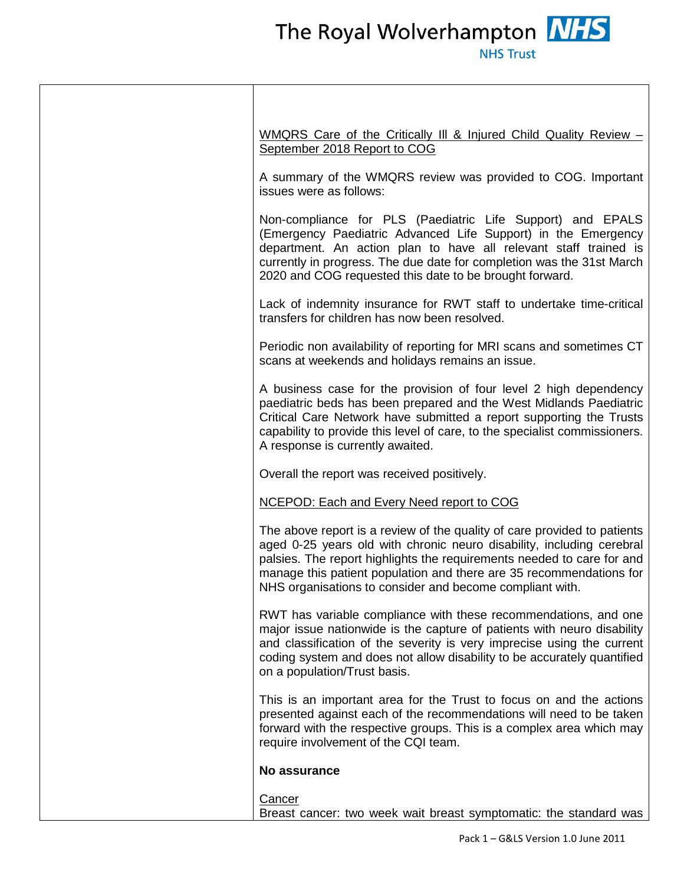WMQRS Care of the Critically Ill & Injured Child Quality Review – September 2018 Report to COG

A summary of the WMQRS review was provided to COG. Important issues were as follows:

Non-compliance for PLS (Paediatric Life Support) and EPALS (Emergency Paediatric Advanced Life Support) in the Emergency department. An action plan to have all relevant staff trained is currently in progress. The due date for completion was the 31st March 2020 and COG requested this date to be brought forward.

Lack of indemnity insurance for RWT staff to undertake time-critical transfers for children has now been resolved.

Periodic non availability of reporting for MRI scans and sometimes CT scans at weekends and holidays remains an issue.

A business case for the provision of four level 2 high dependency paediatric beds has been prepared and the West Midlands Paediatric Critical Care Network have submitted a report supporting the Trusts capability to provide this level of care, to the specialist commissioners. A response is currently awaited.

Overall the report was received positively.

NCEPOD: Each and Every Need report to COG

The above report is a review of the quality of care provided to patients aged 0-25 years old with chronic neuro disability, including cerebral palsies. The report highlights the requirements needed to care for and manage this patient population and there are 35 recommendations for NHS organisations to consider and become compliant with.

RWT has variable compliance with these recommendations, and one major issue nationwide is the capture of patients with neuro disability and classification of the severity is very imprecise using the current coding system and does not allow disability to be accurately quantified on a population/Trust basis.

This is an important area for the Trust to focus on and the actions presented against each of the recommendations will need to be taken forward with the respective groups. This is a complex area which may require involvement of the CQI team.

**No assurance**

Cancer

Breast cancer: two week wait breast symptomatic: the standard was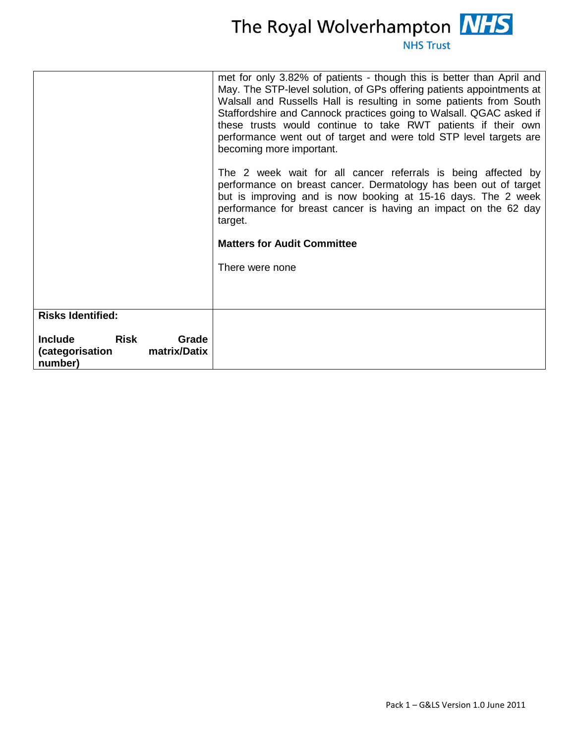| | |
|---|---|
| | met for only 3.82% of patients - though this is better than April and May. The STP-level solution, of GPs offering patients appointments at Walsall and Russells Hall is resulting in some patients from South Staffordshire and Cannock practices going to Walsall. QGAC asked if these trusts would continue to take RWT patients if their own performance went out of target and were told STP level targets are becoming more important.<br><br>The 2 week wait for all cancer referrals is being affected by performance on breast cancer. Dermatology has been out of target but is improving and is now booking at 15-16 days. The 2 week performance for breast cancer is having an impact on the 62 day target.<br><br>**Matters for Audit Committee**<br><br>There were none |
| **Risks Identified:**<br><br>**Include Risk Grade (categorisation matrix/Datix number)** | |